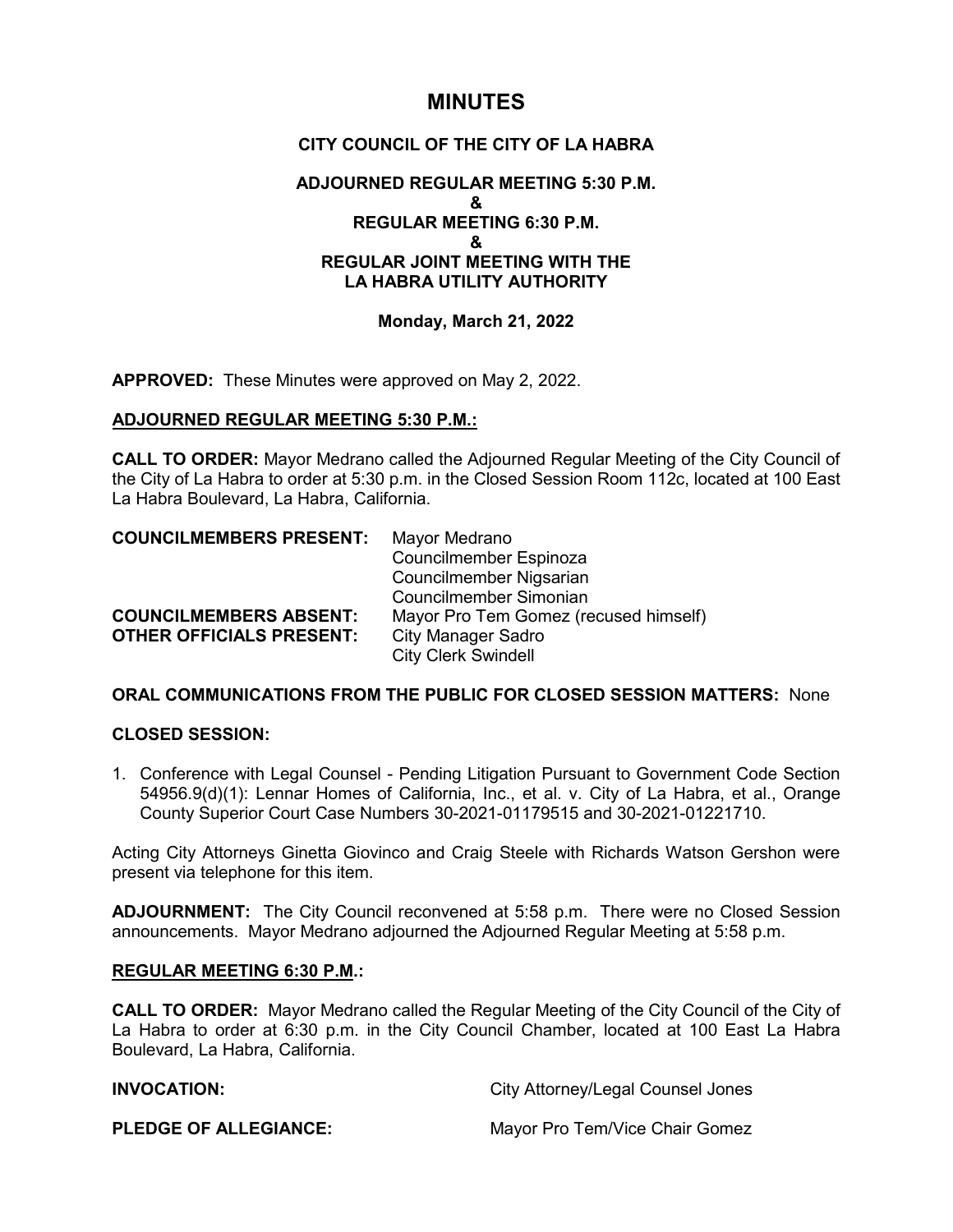# MINUTES

## CITY COUNCIL OF THE CITY OF LA HABRA

### ADJOURNED REGULAR MEETING 5:30 P.M.
### &
### REGULAR MEETING 6:30 P.M.
### &
### REGULAR JOINT MEETING WITH THE LA HABRA UTILITY AUTHORITY

**Monday, March 21, 2022**

**APPROVED:** These Minutes were approved on May 2, 2022.

**ADJOURNED REGULAR MEETING 5:30 P.M.:**

**CALL TO ORDER:** Mayor Medrano called the Adjourned Regular Meeting of the City Council of the City of La Habra to order at 5:30 p.m. in the Closed Session Room 112c, located at 100 East La Habra Boulevard, La Habra, California.

| | |
|---|---|
| **COUNCILMEMBERS PRESENT:** | Mayor Medrano |
| | Councilmember Espinoza |
| | Councilmember Nigsarian |
| | Councilmember Simonian |
| **COUNCILMEMBERS ABSENT:** | Mayor Pro Tem Gomez (recused himself) |
| **OTHER OFFICIALS PRESENT:** | City Manager Sadro |
| | City Clerk Swindell |

**ORAL COMMUNICATIONS FROM THE PUBLIC FOR CLOSED SESSION MATTERS:** None

**CLOSED SESSION:**

1. Conference with Legal Counsel - Pending Litigation Pursuant to Government Code Section 54956.9(d)(1): Lennar Homes of California, Inc., et al. v. City of La Habra, et al., Orange County Superior Court Case Numbers 30-2021-01179515 and 30-2021-01221710.

Acting City Attorneys Ginetta Giovinco and Craig Steele with Richards Watson Gershon were present via telephone for this item.

**ADJOURNMENT:** The City Council reconvened at 5:58 p.m. There were no Closed Session announcements. Mayor Medrano adjourned the Adjourned Regular Meeting at 5:58 p.m.

**REGULAR MEETING 6:30 P.M.:**

**CALL TO ORDER:** Mayor Medrano called the Regular Meeting of the City Council of the City of La Habra to order at 6:30 p.m. in the City Council Chamber, located at 100 East La Habra Boulevard, La Habra, California.

| | |
|---|---|
| **INVOCATION:** | City Attorney/Legal Counsel Jones |
| **PLEDGE OF ALLEGIANCE:** | Mayor Pro Tem/Vice Chair Gomez |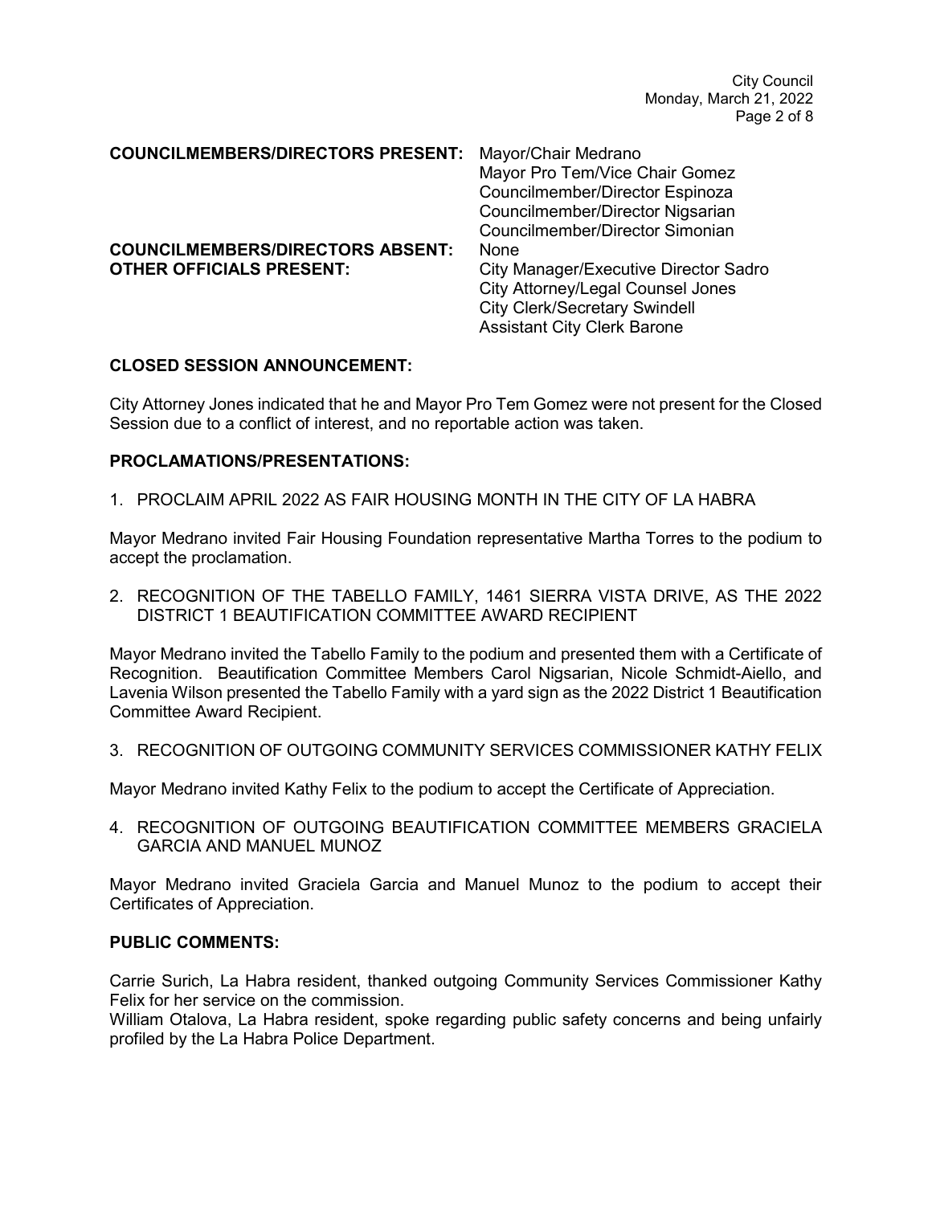**COUNCILMEMBERS/DIRECTORS PRESENT:** Mayor/Chair Medrano
Mayor Pro Tem/Vice Chair Gomez
Councilmember/Director Espinoza
Councilmember/Director Nigsarian
Councilmember/Director Simonian

**COUNCILMEMBERS/DIRECTORS ABSENT:** None

**OTHER OFFICIALS PRESENT:** City Manager/Executive Director Sadro
City Attorney/Legal Counsel Jones
City Clerk/Secretary Swindell
Assistant City Clerk Barone

**CLOSED SESSION ANNOUNCEMENT:**

City Attorney Jones indicated that he and Mayor Pro Tem Gomez were not present for the Closed Session due to a conflict of interest, and no reportable action was taken.

**PROCLAMATIONS/PRESENTATIONS:**

1. PROCLAIM APRIL 2022 AS FAIR HOUSING MONTH IN THE CITY OF LA HABRA

Mayor Medrano invited Fair Housing Foundation representative Martha Torres to the podium to accept the proclamation.

2. RECOGNITION OF THE TABELLO FAMILY, 1461 SIERRA VISTA DRIVE, AS THE 2022 DISTRICT 1 BEAUTIFICATION COMMITTEE AWARD RECIPIENT

Mayor Medrano invited the Tabello Family to the podium and presented them with a Certificate of Recognition. Beautification Committee Members Carol Nigsarian, Nicole Schmidt-Aiello, and Lavenia Wilson presented the Tabello Family with a yard sign as the 2022 District 1 Beautification Committee Award Recipient.

3. RECOGNITION OF OUTGOING COMMUNITY SERVICES COMMISSIONER KATHY FELIX

Mayor Medrano invited Kathy Felix to the podium to accept the Certificate of Appreciation.

4. RECOGNITION OF OUTGOING BEAUTIFICATION COMMITTEE MEMBERS GRACIELA GARCIA AND MANUEL MUNOZ

Mayor Medrano invited Graciela Garcia and Manuel Munoz to the podium to accept their Certificates of Appreciation.

**PUBLIC COMMENTS:**

Carrie Surich, La Habra resident, thanked outgoing Community Services Commissioner Kathy Felix for her service on the commission.
William Otalova, La Habra resident, spoke regarding public safety concerns and being unfairly profiled by the La Habra Police Department.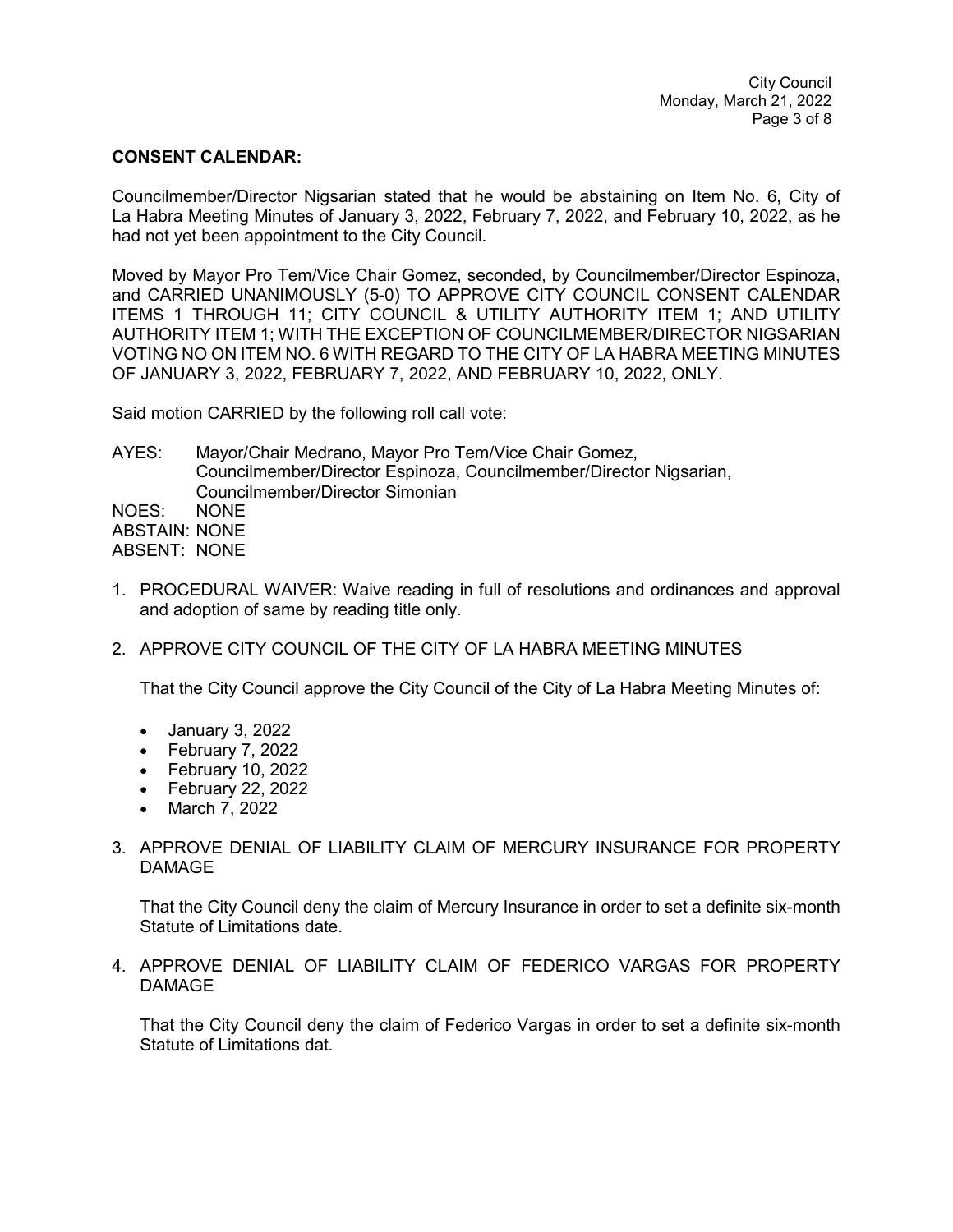**CONSENT CALENDAR:**

Councilmember/Director Nigsarian stated that he would be abstaining on Item No. 6, City of La Habra Meeting Minutes of January 3, 2022, February 7, 2022, and February 10, 2022, as he had not yet been appointment to the City Council.

Moved by Mayor Pro Tem/Vice Chair Gomez, seconded, by Councilmember/Director Espinoza, and CARRIED UNANIMOUSLY (5-0) TO APPROVE CITY COUNCIL CONSENT CALENDAR ITEMS 1 THROUGH 11; CITY COUNCIL & UTILITY AUTHORITY ITEM 1; AND UTILITY AUTHORITY ITEM 1; WITH THE EXCEPTION OF COUNCILMEMBER/DIRECTOR NIGSARIAN VOTING NO ON ITEM NO. 6 WITH REGARD TO THE CITY OF LA HABRA MEETING MINUTES OF JANUARY 3, 2022, FEBRUARY 7, 2022, AND FEBRUARY 10, 2022, ONLY.

Said motion CARRIED by the following roll call vote:

AYES: Mayor/Chair Medrano, Mayor Pro Tem/Vice Chair Gomez, Councilmember/Director Espinoza, Councilmember/Director Nigsarian, Councilmember/Director Simonian
NOES: NONE
ABSTAIN: NONE
ABSENT: NONE

1. PROCEDURAL WAIVER: Waive reading in full of resolutions and ordinances and approval and adoption of same by reading title only.

2. APPROVE CITY COUNCIL OF THE CITY OF LA HABRA MEETING MINUTES

   That the City Council approve the City Council of the City of La Habra Meeting Minutes of:

   - January 3, 2022
   - February 7, 2022
   - February 10, 2022
   - February 22, 2022
   - March 7, 2022

3. APPROVE DENIAL OF LIABILITY CLAIM OF MERCURY INSURANCE FOR PROPERTY DAMAGE

   That the City Council deny the claim of Mercury Insurance in order to set a definite six-month Statute of Limitations date.

4. APPROVE DENIAL OF LIABILITY CLAIM OF FEDERICO VARGAS FOR PROPERTY DAMAGE

   That the City Council deny the claim of Federico Vargas in order to set a definite six-month Statute of Limitations dat.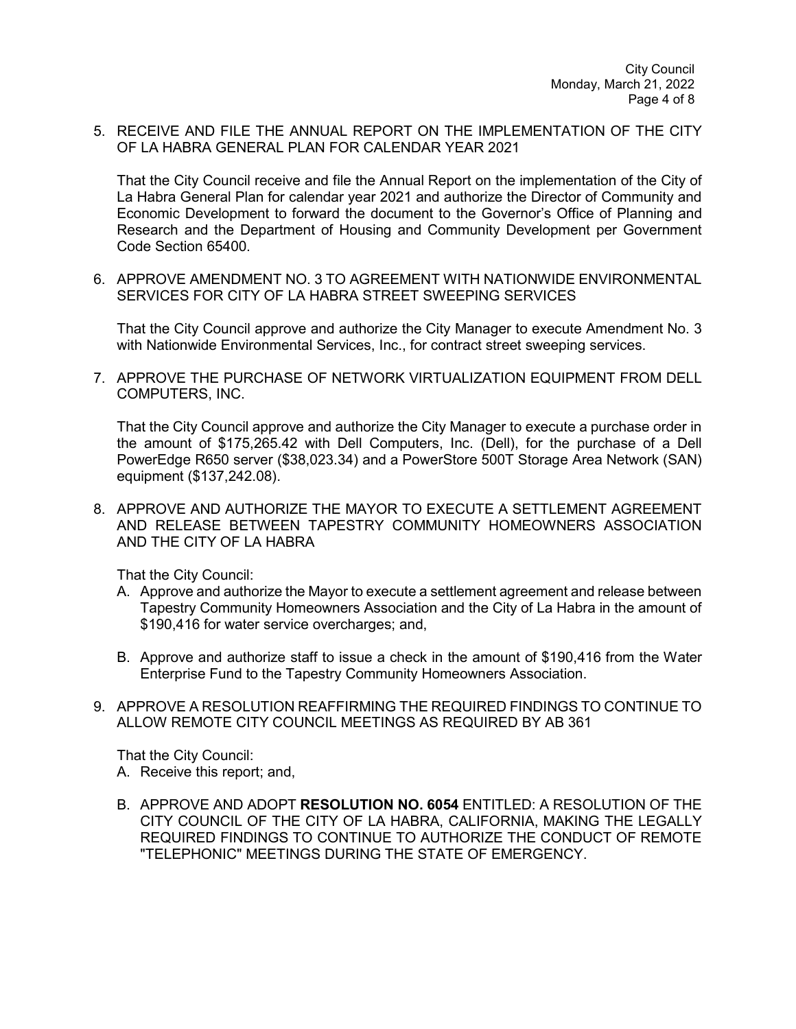5. RECEIVE AND FILE THE ANNUAL REPORT ON THE IMPLEMENTATION OF THE CITY OF LA HABRA GENERAL PLAN FOR CALENDAR YEAR 2021

   That the City Council receive and file the Annual Report on the implementation of the City of La Habra General Plan for calendar year 2021 and authorize the Director of Community and Economic Development to forward the document to the Governor's Office of Planning and Research and the Department of Housing and Community Development per Government Code Section 65400.

6. APPROVE AMENDMENT NO. 3 TO AGREEMENT WITH NATIONWIDE ENVIRONMENTAL SERVICES FOR CITY OF LA HABRA STREET SWEEPING SERVICES

   That the City Council approve and authorize the City Manager to execute Amendment No. 3 with Nationwide Environmental Services, Inc., for contract street sweeping services.

7. APPROVE THE PURCHASE OF NETWORK VIRTUALIZATION EQUIPMENT FROM DELL COMPUTERS, INC.

   That the City Council approve and authorize the City Manager to execute a purchase order in the amount of $175,265.42 with Dell Computers, Inc. (Dell), for the purchase of a Dell PowerEdge R650 server ($38,023.34) and a PowerStore 500T Storage Area Network (SAN) equipment ($137,242.08).

8. APPROVE AND AUTHORIZE THE MAYOR TO EXECUTE A SETTLEMENT AGREEMENT AND RELEASE BETWEEN TAPESTRY COMMUNITY HOMEOWNERS ASSOCIATION AND THE CITY OF LA HABRA

   That the City Council:

   A. Approve and authorize the Mayor to execute a settlement agreement and release between Tapestry Community Homeowners Association and the City of La Habra in the amount of $190,416 for water service overcharges; and,

   B. Approve and authorize staff to issue a check in the amount of $190,416 from the Water Enterprise Fund to the Tapestry Community Homeowners Association.

9. APPROVE A RESOLUTION REAFFIRMING THE REQUIRED FINDINGS TO CONTINUE TO ALLOW REMOTE CITY COUNCIL MEETINGS AS REQUIRED BY AB 361

   That the City Council:

   A. Receive this report; and,

   B. APPROVE AND ADOPT **RESOLUTION NO. 6054** ENTITLED: A RESOLUTION OF THE CITY COUNCIL OF THE CITY OF LA HABRA, CALIFORNIA, MAKING THE LEGALLY REQUIRED FINDINGS TO CONTINUE TO AUTHORIZE THE CONDUCT OF REMOTE "TELEPHONIC" MEETINGS DURING THE STATE OF EMERGENCY.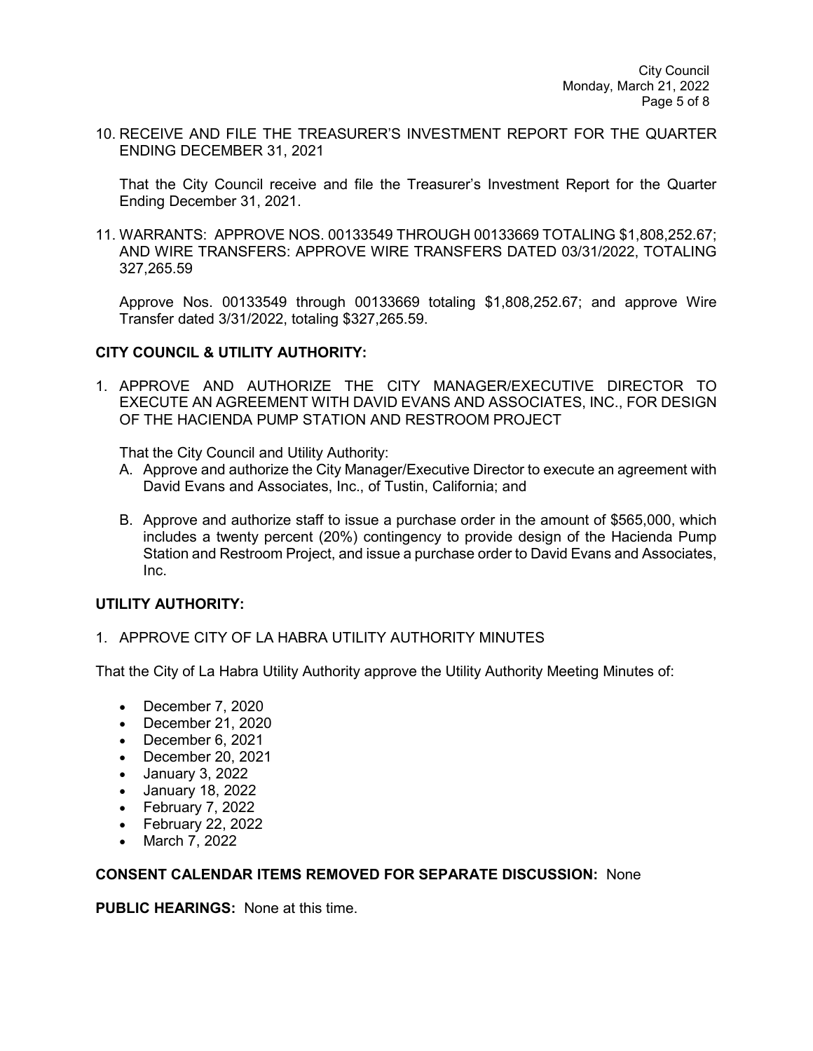10. RECEIVE AND FILE THE TREASURER'S INVESTMENT REPORT FOR THE QUARTER ENDING DECEMBER 31, 2021

    That the City Council receive and file the Treasurer's Investment Report for the Quarter Ending December 31, 2021.

11. WARRANTS: APPROVE NOS. 00133549 THROUGH 00133669 TOTALING $1,808,252.67; AND WIRE TRANSFERS: APPROVE WIRE TRANSFERS DATED 03/31/2022, TOTALING 327,265.59

    Approve Nos. 00133549 through 00133669 totaling $1,808,252.67; and approve Wire Transfer dated 3/31/2022, totaling $327,265.59.

**CITY COUNCIL & UTILITY AUTHORITY:**

1. APPROVE AND AUTHORIZE THE CITY MANAGER/EXECUTIVE DIRECTOR TO EXECUTE AN AGREEMENT WITH DAVID EVANS AND ASSOCIATES, INC., FOR DESIGN OF THE HACIENDA PUMP STATION AND RESTROOM PROJECT

   That the City Council and Utility Authority:

   A. Approve and authorize the City Manager/Executive Director to execute an agreement with David Evans and Associates, Inc., of Tustin, California; and

   B. Approve and authorize staff to issue a purchase order in the amount of $565,000, which includes a twenty percent (20%) contingency to provide design of the Hacienda Pump Station and Restroom Project, and issue a purchase order to David Evans and Associates, Inc.

**UTILITY AUTHORITY:**

1. APPROVE CITY OF LA HABRA UTILITY AUTHORITY MINUTES

That the City of La Habra Utility Authority approve the Utility Authority Meeting Minutes of:

- December 7, 2020
- December 21, 2020
- December 6, 2021
- December 20, 2021
- January 3, 2022
- January 18, 2022
- February 7, 2022
- February 22, 2022
- March 7, 2022

**CONSENT CALENDAR ITEMS REMOVED FOR SEPARATE DISCUSSION:** None

**PUBLIC HEARINGS:** None at this time.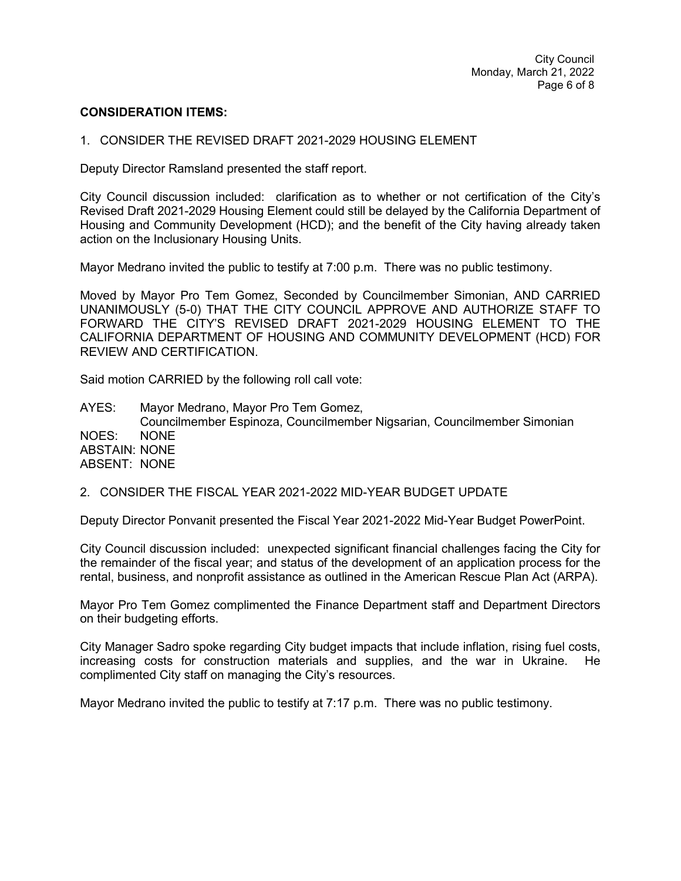**CONSIDERATION ITEMS:**

1. CONSIDER THE REVISED DRAFT 2021-2029 HOUSING ELEMENT

Deputy Director Ramsland presented the staff report.

City Council discussion included: clarification as to whether or not certification of the City's Revised Draft 2021-2029 Housing Element could still be delayed by the California Department of Housing and Community Development (HCD); and the benefit of the City having already taken action on the Inclusionary Housing Units.

Mayor Medrano invited the public to testify at 7:00 p.m. There was no public testimony.

Moved by Mayor Pro Tem Gomez, Seconded by Councilmember Simonian, AND CARRIED UNANIMOUSLY (5-0) THAT THE CITY COUNCIL APPROVE AND AUTHORIZE STAFF TO FORWARD THE CITY'S REVISED DRAFT 2021-2029 HOUSING ELEMENT TO THE CALIFORNIA DEPARTMENT OF HOUSING AND COMMUNITY DEVELOPMENT (HCD) FOR REVIEW AND CERTIFICATION.

Said motion CARRIED by the following roll call vote:

AYES: Mayor Medrano, Mayor Pro Tem Gomez, Councilmember Espinoza, Councilmember Nigsarian, Councilmember Simonian
NOES: NONE
ABSTAIN: NONE
ABSENT: NONE

2. CONSIDER THE FISCAL YEAR 2021-2022 MID-YEAR BUDGET UPDATE

Deputy Director Ponvanit presented the Fiscal Year 2021-2022 Mid-Year Budget PowerPoint.

City Council discussion included: unexpected significant financial challenges facing the City for the remainder of the fiscal year; and status of the development of an application process for the rental, business, and nonprofit assistance as outlined in the American Rescue Plan Act (ARPA).

Mayor Pro Tem Gomez complimented the Finance Department staff and Department Directors on their budgeting efforts.

City Manager Sadro spoke regarding City budget impacts that include inflation, rising fuel costs, increasing costs for construction materials and supplies, and the war in Ukraine. He complimented City staff on managing the City's resources.

Mayor Medrano invited the public to testify at 7:17 p.m. There was no public testimony.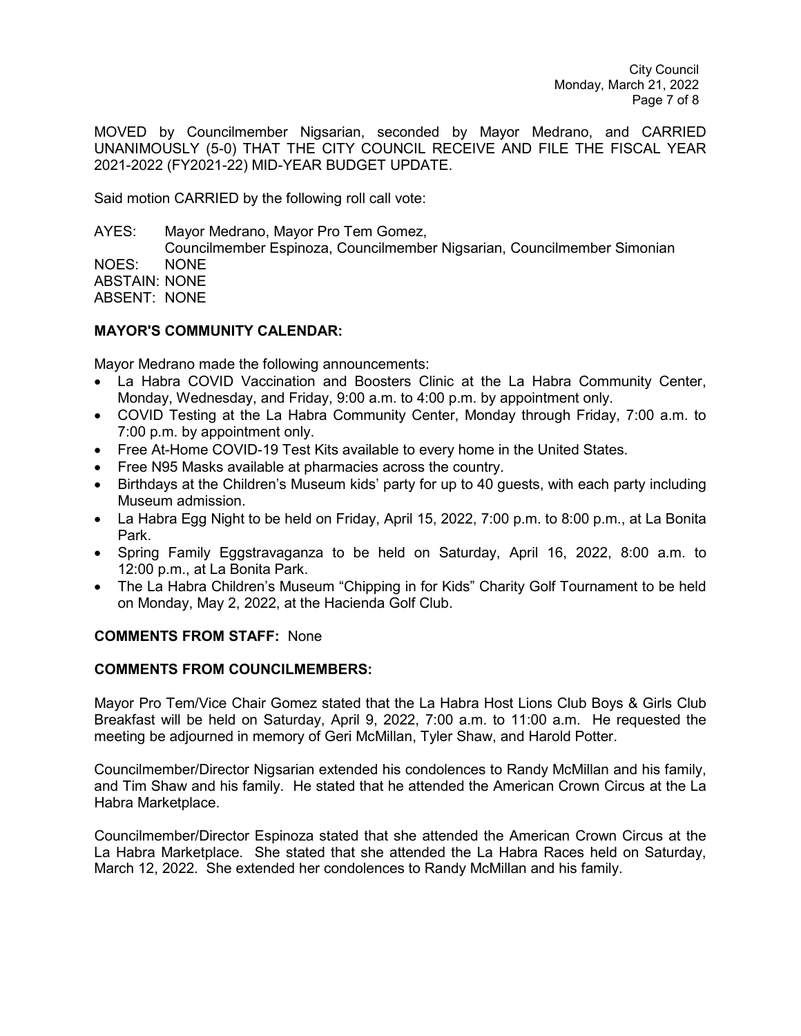MOVED by Councilmember Nigsarian, seconded by Mayor Medrano, and CARRIED UNANIMOUSLY (5-0) THAT THE CITY COUNCIL RECEIVE AND FILE THE FISCAL YEAR 2021-2022 (FY2021-22) MID-YEAR BUDGET UPDATE.

Said motion CARRIED by the following roll call vote:

AYES: Mayor Medrano, Mayor Pro Tem Gomez,
Councilmember Espinoza, Councilmember Nigsarian, Councilmember Simonian
NOES: NONE
ABSTAIN: NONE
ABSENT: NONE

**MAYOR'S COMMUNITY CALENDAR:**

Mayor Medrano made the following announcements:

- La Habra COVID Vaccination and Boosters Clinic at the La Habra Community Center, Monday, Wednesday, and Friday, 9:00 a.m. to 4:00 p.m. by appointment only.
- COVID Testing at the La Habra Community Center, Monday through Friday, 7:00 a.m. to 7:00 p.m. by appointment only.
- Free At-Home COVID-19 Test Kits available to every home in the United States.
- Free N95 Masks available at pharmacies across the country.
- Birthdays at the Children's Museum kids' party for up to 40 guests, with each party including Museum admission.
- La Habra Egg Night to be held on Friday, April 15, 2022, 7:00 p.m. to 8:00 p.m., at La Bonita Park.
- Spring Family Eggstravaganza to be held on Saturday, April 16, 2022, 8:00 a.m. to 12:00 p.m., at La Bonita Park.
- The La Habra Children's Museum "Chipping in for Kids" Charity Golf Tournament to be held on Monday, May 2, 2022, at the Hacienda Golf Club.

**COMMENTS FROM STAFF:** None

**COMMENTS FROM COUNCILMEMBERS:**

Mayor Pro Tem/Vice Chair Gomez stated that the La Habra Host Lions Club Boys & Girls Club Breakfast will be held on Saturday, April 9, 2022, 7:00 a.m. to 11:00 a.m. He requested the meeting be adjourned in memory of Geri McMillan, Tyler Shaw, and Harold Potter.

Councilmember/Director Nigsarian extended his condolences to Randy McMillan and his family, and Tim Shaw and his family. He stated that he attended the American Crown Circus at the La Habra Marketplace.

Councilmember/Director Espinoza stated that she attended the American Crown Circus at the La Habra Marketplace. She stated that she attended the La Habra Races held on Saturday, March 12, 2022. She extended her condolences to Randy McMillan and his family.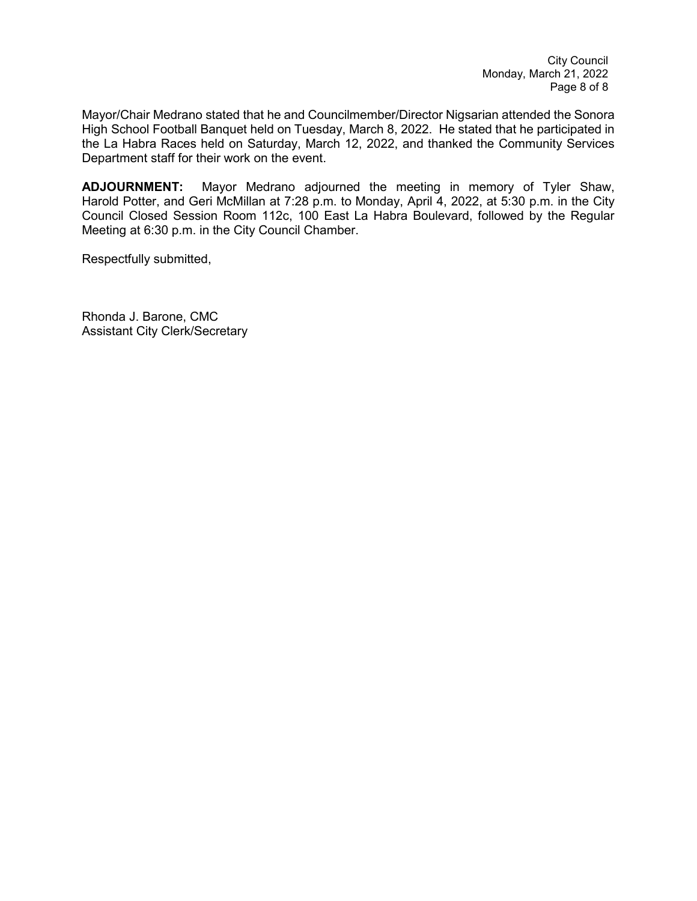Mayor/Chair Medrano stated that he and Councilmember/Director Nigsarian attended the Sonora High School Football Banquet held on Tuesday, March 8, 2022. He stated that he participated in the La Habra Races held on Saturday, March 12, 2022, and thanked the Community Services Department staff for their work on the event.

**ADJOURNMENT:** Mayor Medrano adjourned the meeting in memory of Tyler Shaw, Harold Potter, and Geri McMillan at 7:28 p.m. to Monday, April 4, 2022, at 5:30 p.m. in the City Council Closed Session Room 112c, 100 East La Habra Boulevard, followed by the Regular Meeting at 6:30 p.m. in the City Council Chamber.

Respectfully submitted,

Rhonda J. Barone, CMC
Assistant City Clerk/Secretary